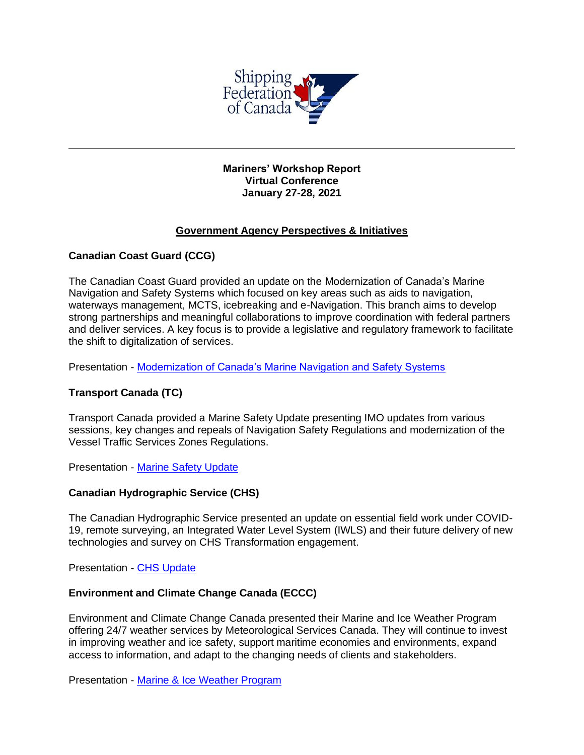# Mariners' Workshop Report
## Virtual Conference
## January 27-28, 2021

## Government Agency Perspectives & Initiatives

### Canadian Coast Guard (CCG)

The Canadian Coast Guard provided an update on the Modernization of Canada's Marine Navigation and Safety Systems which focused on key areas such as aids to navigation, waterways management, MCTS, icebreaking and e-Navigation. This branch aims to develop strong partnerships and meaningful collaborations to improve coordination with federal partners and deliver services. A key focus is to provide a legislative and regulatory framework to facilitate the shift to digitalization of services.

Presentation - Modernization of Canada's Marine Navigation and Safety Systems

### Transport Canada (TC)

Transport Canada provided a Marine Safety Update presenting IMO updates from various sessions, key changes and repeals of Navigation Safety Regulations and modernization of the Vessel Traffic Services Zones Regulations.

Presentation - Marine Safety Update

### Canadian Hydrographic Service (CHS)

The Canadian Hydrographic Service presented an update on essential field work under COVID-19, remote surveying, an Integrated Water Level System (IWLS) and their future delivery of new technologies and survey on CHS Transformation engagement.

Presentation - CHS Update

### Environment and Climate Change Canada (ECCC)

Environment and Climate Change Canada presented their Marine and Ice Weather Program offering 24/7 weather services by Meteorological Services Canada. They will continue to invest in improving weather and ice safety, support maritime economies and environments, expand access to information, and adapt to the changing needs of clients and stakeholders.

Presentation - Marine & Ice Weather Program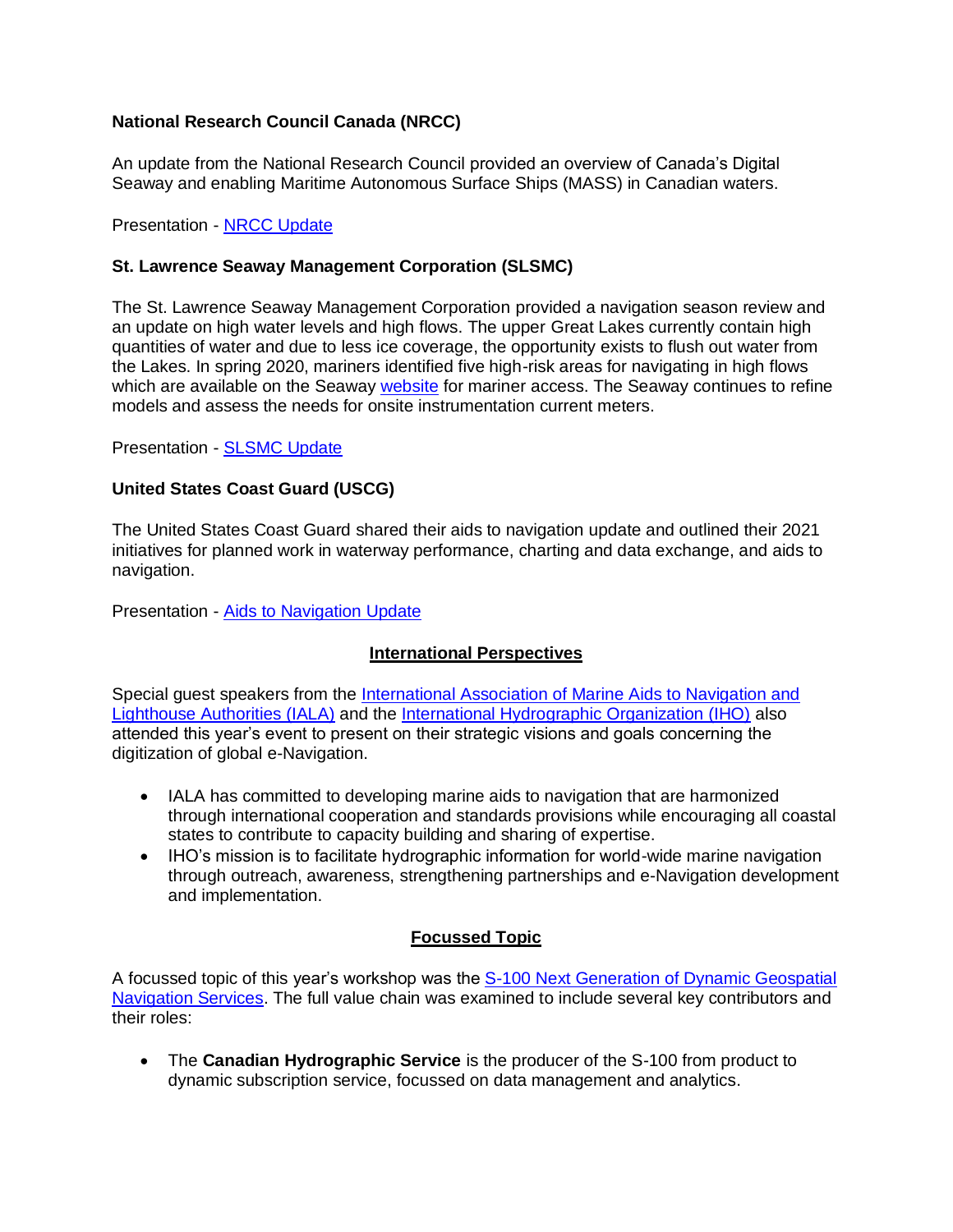**National Research Council Canada (NRCC)**

An update from the National Research Council provided an overview of Canada's Digital Seaway and enabling Maritime Autonomous Surface Ships (MASS) in Canadian waters.

Presentation - NRCC Update

**St. Lawrence Seaway Management Corporation (SLSMC)**

The St. Lawrence Seaway Management Corporation provided a navigation season review and an update on high water levels and high flows. The upper Great Lakes currently contain high quantities of water and due to less ice coverage, the opportunity exists to flush out water from the Lakes. In spring 2020, mariners identified five high-risk areas for navigating in high flows which are available on the Seaway website for mariner access. The Seaway continues to refine models and assess the needs for onsite instrumentation current meters.

Presentation - SLSMC Update

**United States Coast Guard (USCG)**

The United States Coast Guard shared their aids to navigation update and outlined their 2021 initiatives for planned work in waterway performance, charting and data exchange, and aids to navigation.

Presentation - Aids to Navigation Update

## International Perspectives

Special guest speakers from the International Association of Marine Aids to Navigation and Lighthouse Authorities (IALA) and the International Hydrographic Organization (IHO) also attended this year's event to present on their strategic visions and goals concerning the digitization of global e-Navigation.

- IALA has committed to developing marine aids to navigation that are harmonized through international cooperation and standards provisions while encouraging all coastal states to contribute to capacity building and sharing of expertise.
- IHO's mission is to facilitate hydrographic information for world-wide marine navigation through outreach, awareness, strengthening partnerships and e-Navigation development and implementation.

## Focussed Topic

A focussed topic of this year's workshop was the S-100 Next Generation of Dynamic Geospatial Navigation Services. The full value chain was examined to include several key contributors and their roles:

- The **Canadian Hydrographic Service** is the producer of the S-100 from product to dynamic subscription service, focussed on data management and analytics.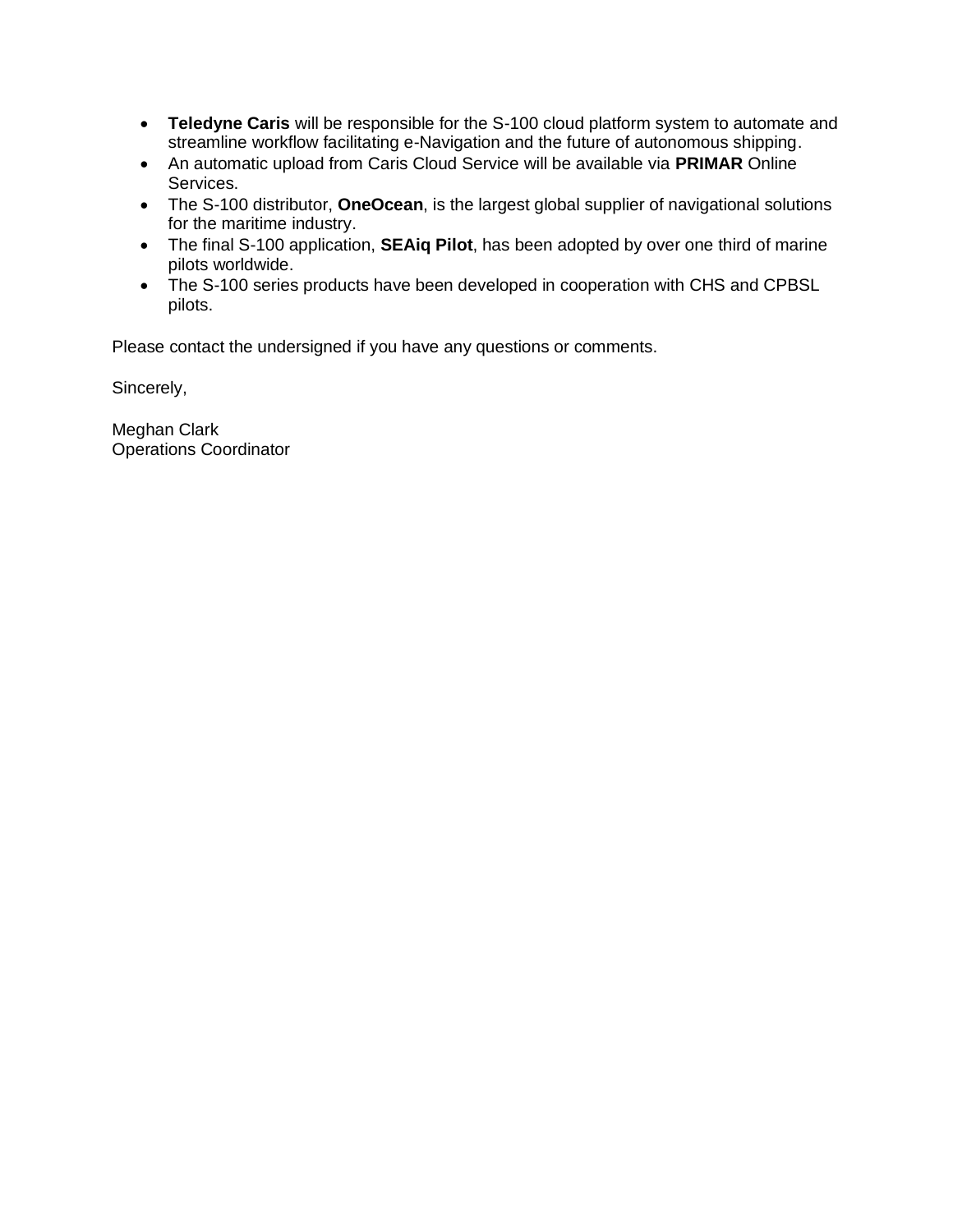- **Teledyne Caris** will be responsible for the S-100 cloud platform system to automate and streamline workflow facilitating e-Navigation and the future of autonomous shipping.
- An automatic upload from Caris Cloud Service will be available via **PRIMAR** Online Services.
- The S-100 distributor, **OneOcean**, is the largest global supplier of navigational solutions for the maritime industry.
- The final S-100 application, **SEAiq Pilot**, has been adopted by over one third of marine pilots worldwide.
- The S-100 series products have been developed in cooperation with CHS and CPBSL pilots.

Please contact the undersigned if you have any questions or comments.

Sincerely,

Meghan Clark
Operations Coordinator